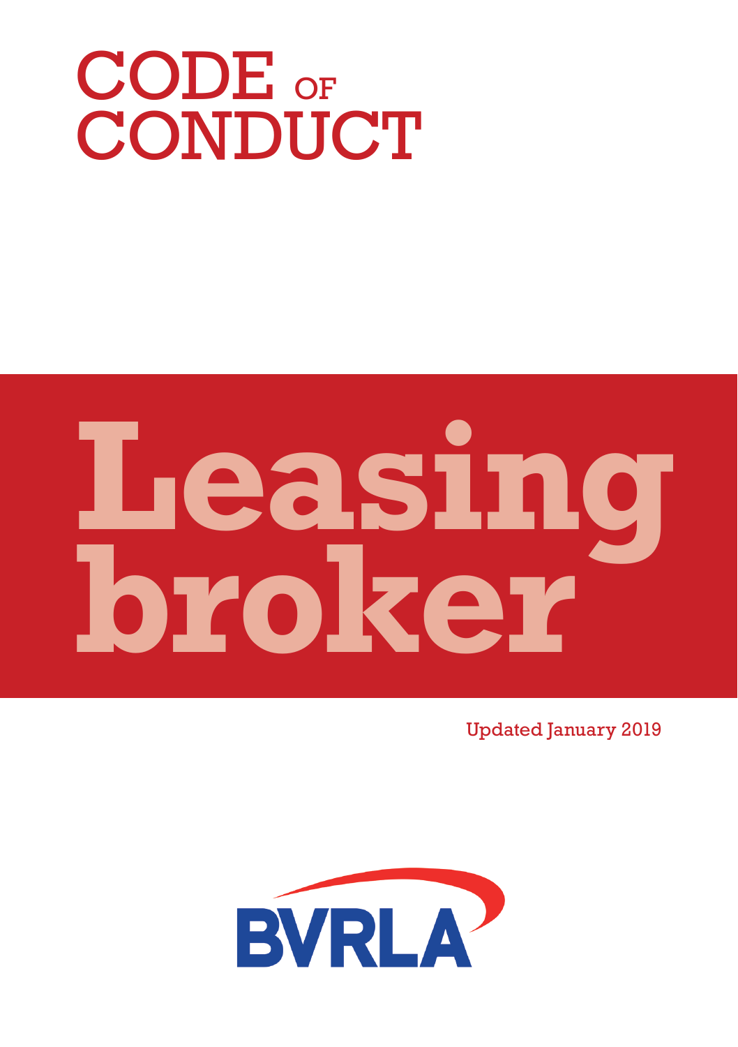# CODE OF CONDUCT

# Leasing broker

Updated January 2019

BVRLA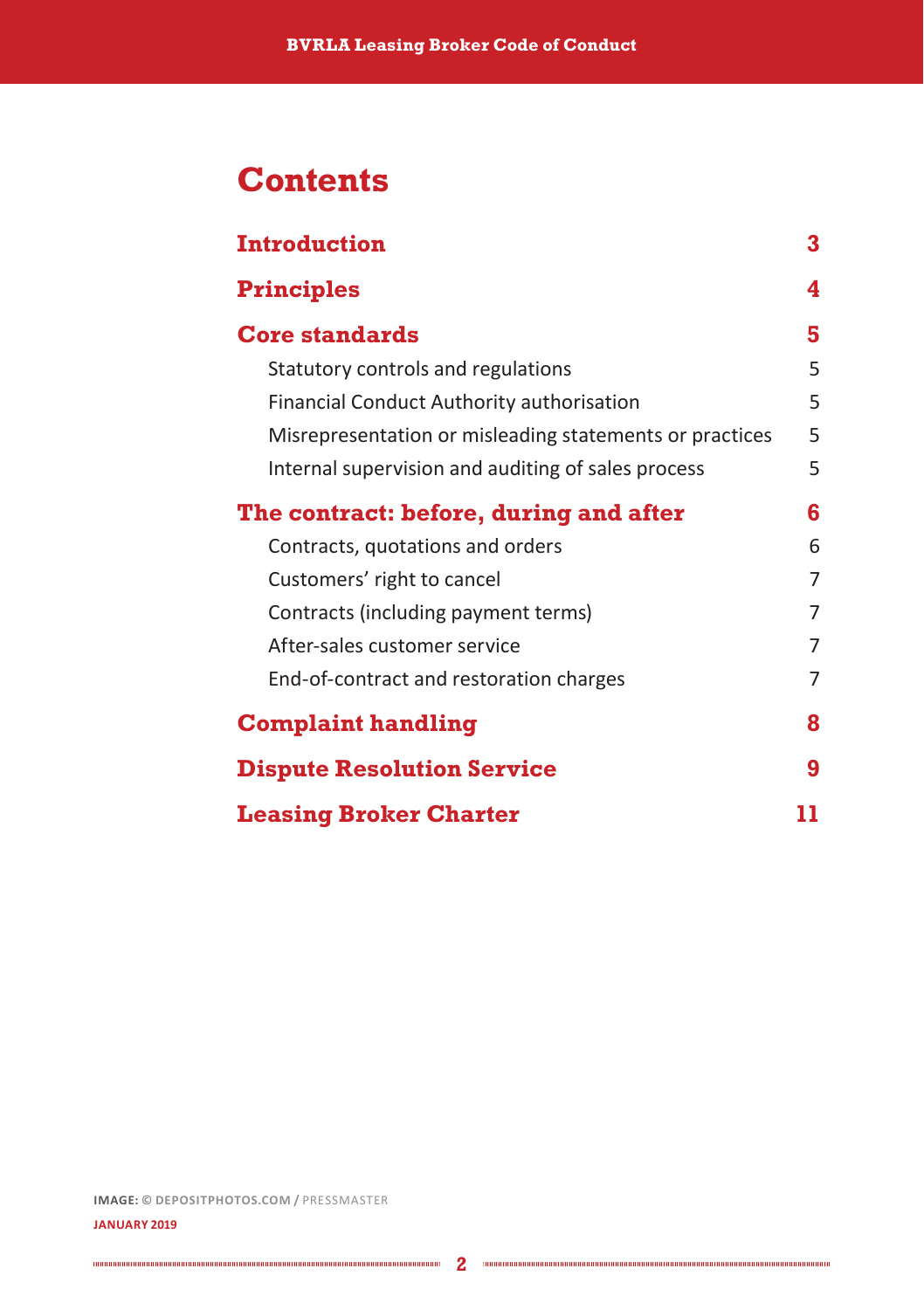# Contents

| | |
|---|---|
| **Introduction** | **3** |
| **Principles** | **4** |
| **Core standards** | **5** |
| Statutory controls and regulations | 5 |
| Financial Conduct Authority authorisation | 5 |
| Misrepresentation or misleading statements or practices | 5 |
| Internal supervision and auditing of sales process | 5 |
| **The contract: before, during and after** | **6** |
| Contracts, quotations and orders | 6 |
| Customers’ right to cancel | 7 |
| Contracts (including payment terms) | 7 |
| After-sales customer service | 7 |
| End-of-contract and restoration charges | 7 |
| **Complaint handling** | **8** |
| **Dispute Resolution Service** | **9** |
| **Leasing Broker Charter** | **11** |

**IMAGE:** © DEPOSITPHOTOS.COM / PRESSMASTER

**JANUARY 2019**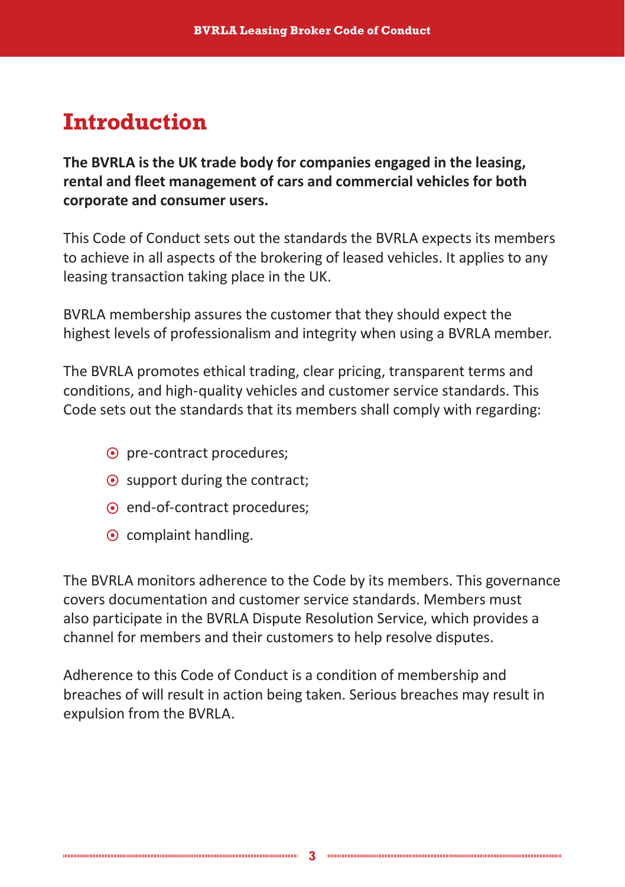# Introduction

**The BVRLA is the UK trade body for companies engaged in the leasing, rental and fleet management of cars and commercial vehicles for both corporate and consumer users.**

This Code of Conduct sets out the standards the BVRLA expects its members to achieve in all aspects of the brokering of leased vehicles. It applies to any leasing transaction taking place in the UK.

BVRLA membership assures the customer that they should expect the highest levels of professionalism and integrity when using a BVRLA member.

The BVRLA promotes ethical trading, clear pricing, transparent terms and conditions, and high-quality vehicles and customer service standards. This Code sets out the standards that its members shall comply with regarding:

- pre-contract procedures;
- support during the contract;
- end-of-contract procedures;
- complaint handling.

The BVRLA monitors adherence to the Code by its members. This governance covers documentation and customer service standards. Members must also participate in the BVRLA Dispute Resolution Service, which provides a channel for members and their customers to help resolve disputes.

Adherence to this Code of Conduct is a condition of membership and breaches of will result in action being taken. Serious breaches may result in expulsion from the BVRLA.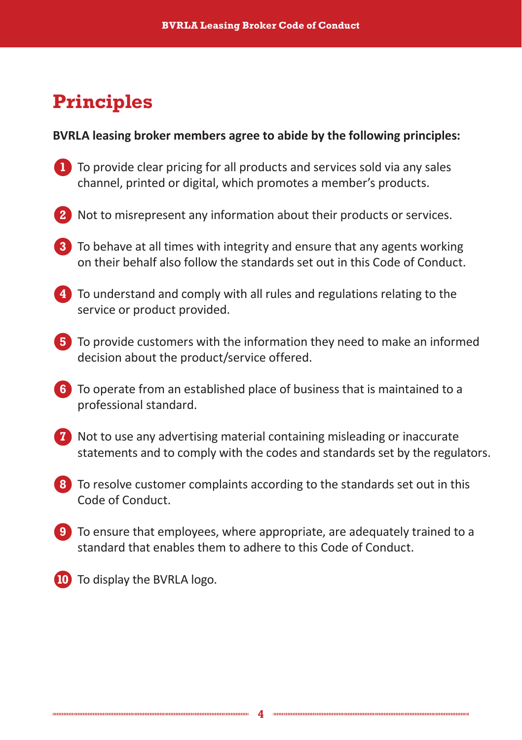# Principles

**BVRLA leasing broker members agree to abide by the following principles:**

1. To provide clear pricing for all products and services sold via any sales channel, printed or digital, which promotes a member's products.
2. Not to misrepresent any information about their products or services.
3. To behave at all times with integrity and ensure that any agents working on their behalf also follow the standards set out in this Code of Conduct.
4. To understand and comply with all rules and regulations relating to the service or product provided.
5. To provide customers with the information they need to make an informed decision about the product/service offered.
6. To operate from an established place of business that is maintained to a professional standard.
7. Not to use any advertising material containing misleading or inaccurate statements and to comply with the codes and standards set by the regulators.
8. To resolve customer complaints according to the standards set out in this Code of Conduct.
9. To ensure that employees, where appropriate, are adequately trained to a standard that enables them to adhere to this Code of Conduct.
10. To display the BVRLA logo.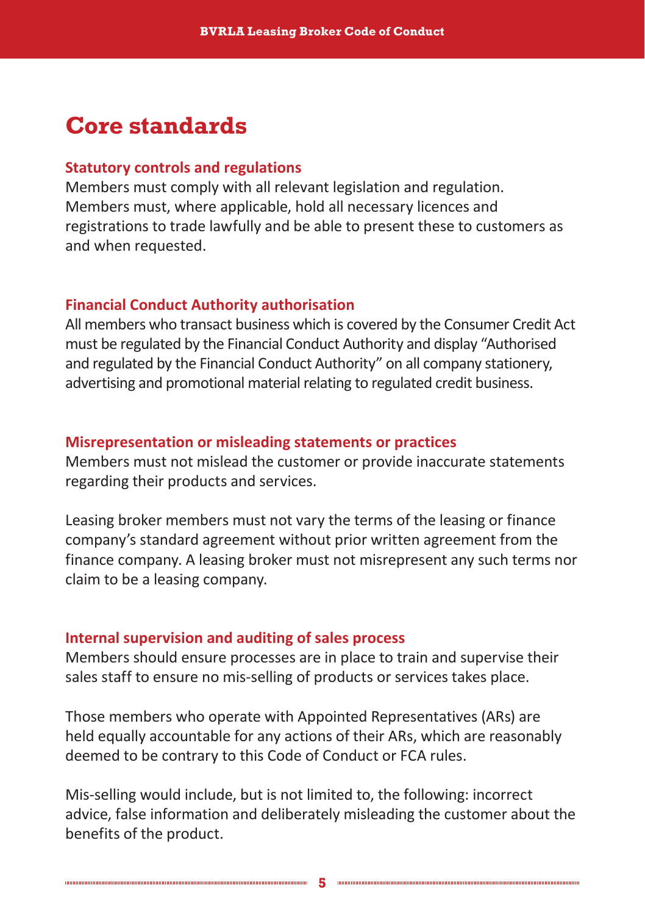# Core standards

### Statutory controls and regulations

Members must comply with all relevant legislation and regulation. Members must, where applicable, hold all necessary licences and registrations to trade lawfully and be able to present these to customers as and when requested.

### Financial Conduct Authority authorisation

All members who transact business which is covered by the Consumer Credit Act must be regulated by the Financial Conduct Authority and display "Authorised and regulated by the Financial Conduct Authority" on all company stationery, advertising and promotional material relating to regulated credit business.

### Misrepresentation or misleading statements or practices

Members must not mislead the customer or provide inaccurate statements regarding their products and services.

Leasing broker members must not vary the terms of the leasing or finance company's standard agreement without prior written agreement from the finance company. A leasing broker must not misrepresent any such terms nor claim to be a leasing company.

### Internal supervision and auditing of sales process

Members should ensure processes are in place to train and supervise their sales staff to ensure no mis-selling of products or services takes place.

Those members who operate with Appointed Representatives (ARs) are held equally accountable for any actions of their ARs, which are reasonably deemed to be contrary to this Code of Conduct or FCA rules.

Mis-selling would include, but is not limited to, the following: incorrect advice, false information and deliberately misleading the customer about the benefits of the product.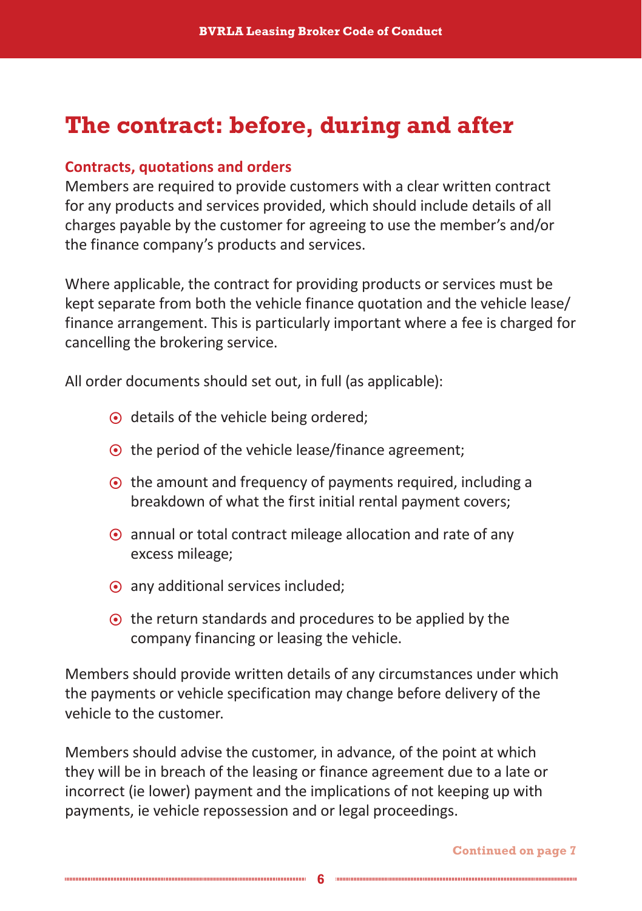# The contract: before, during and after

## Contracts, quotations and orders

Members are required to provide customers with a clear written contract for any products and services provided, which should include details of all charges payable by the customer for agreeing to use the member's and/or the finance company's products and services.

Where applicable, the contract for providing products or services must be kept separate from both the vehicle finance quotation and the vehicle lease/finance arrangement. This is particularly important where a fee is charged for cancelling the brokering service.

All order documents should set out, in full (as applicable):

- details of the vehicle being ordered;
- the period of the vehicle lease/finance agreement;
- the amount and frequency of payments required, including a breakdown of what the first initial rental payment covers;
- annual or total contract mileage allocation and rate of any excess mileage;
- any additional services included;
- the return standards and procedures to be applied by the company financing or leasing the vehicle.

Members should provide written details of any circumstances under which the payments or vehicle specification may change before delivery of the vehicle to the customer.

Members should advise the customer, in advance, of the point at which they will be in breach of the leasing or finance agreement due to a late or incorrect (ie lower) payment and the implications of not keeping up with payments, ie vehicle repossession and or legal proceedings.

Continued on page 7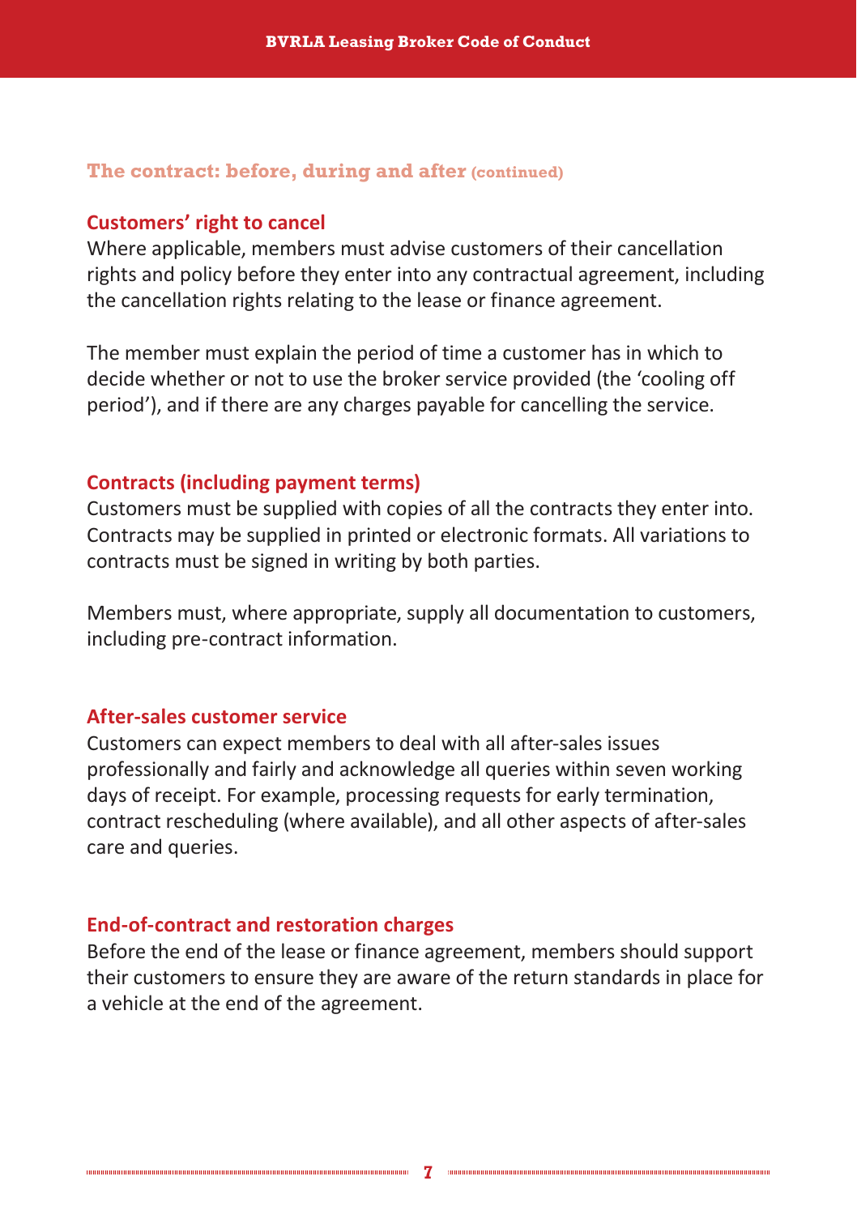## The contract: before, during and after (continued)

### Customers' right to cancel

Where applicable, members must advise customers of their cancellation rights and policy before they enter into any contractual agreement, including the cancellation rights relating to the lease or finance agreement.

The member must explain the period of time a customer has in which to decide whether or not to use the broker service provided (the 'cooling off period'), and if there are any charges payable for cancelling the service.

### Contracts (including payment terms)

Customers must be supplied with copies of all the contracts they enter into. Contracts may be supplied in printed or electronic formats. All variations to contracts must be signed in writing by both parties.

Members must, where appropriate, supply all documentation to customers, including pre-contract information.

### After-sales customer service

Customers can expect members to deal with all after-sales issues professionally and fairly and acknowledge all queries within seven working days of receipt. For example, processing requests for early termination, contract rescheduling (where available), and all other aspects of after-sales care and queries.

### End-of-contract and restoration charges

Before the end of the lease or finance agreement, members should support their customers to ensure they are aware of the return standards in place for a vehicle at the end of the agreement.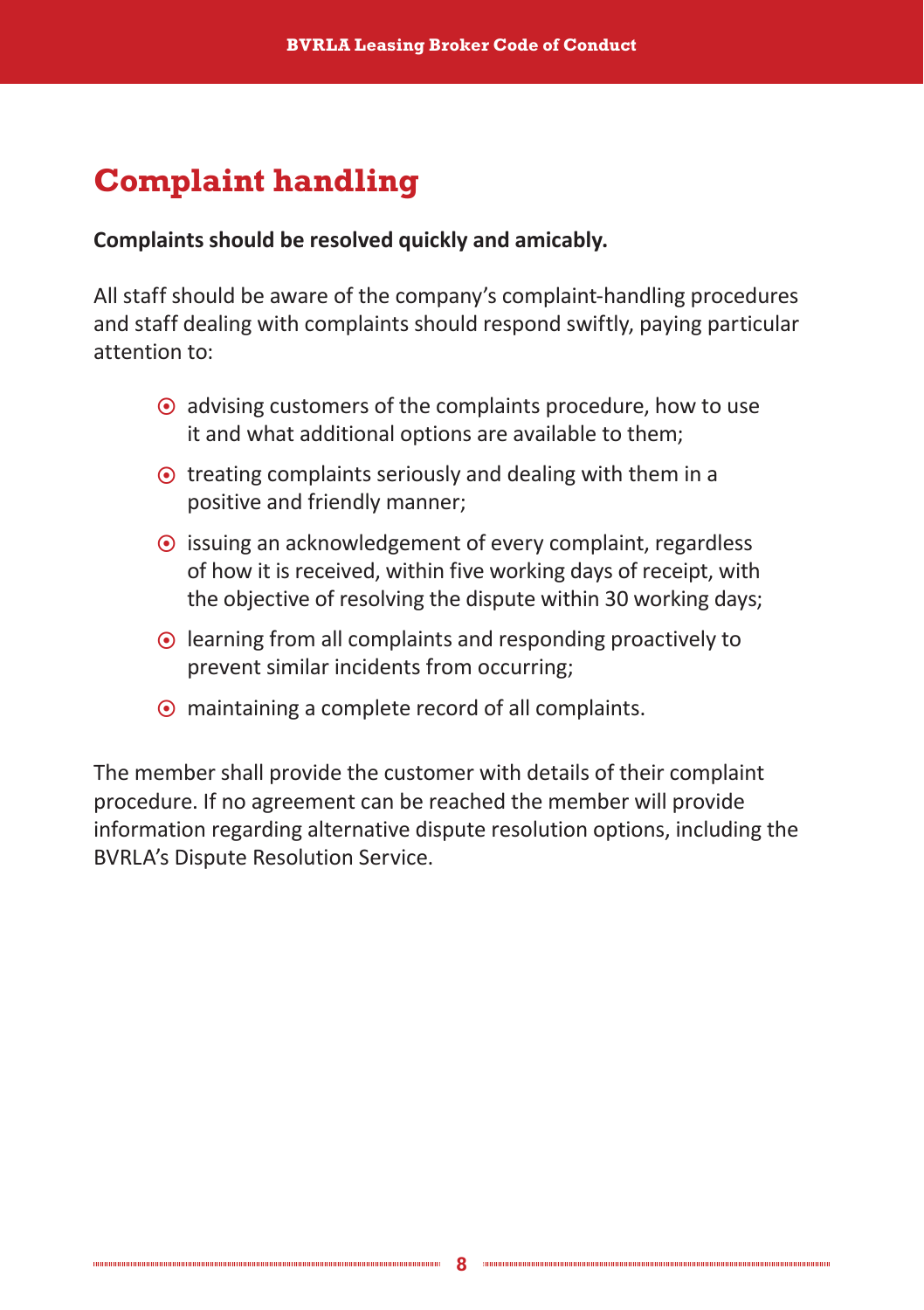## Complaint handling

**Complaints should be resolved quickly and amicably.**

All staff should be aware of the company's complaint-handling procedures and staff dealing with complaints should respond swiftly, paying particular attention to:

- advising customers of the complaints procedure, how to use it and what additional options are available to them;
- treating complaints seriously and dealing with them in a positive and friendly manner;
- issuing an acknowledgement of every complaint, regardless of how it is received, within five working days of receipt, with the objective of resolving the dispute within 30 working days;
- learning from all complaints and responding proactively to prevent similar incidents from occurring;
- maintaining a complete record of all complaints.

The member shall provide the customer with details of their complaint procedure. If no agreement can be reached the member will provide information regarding alternative dispute resolution options, including the BVRLA's Dispute Resolution Service.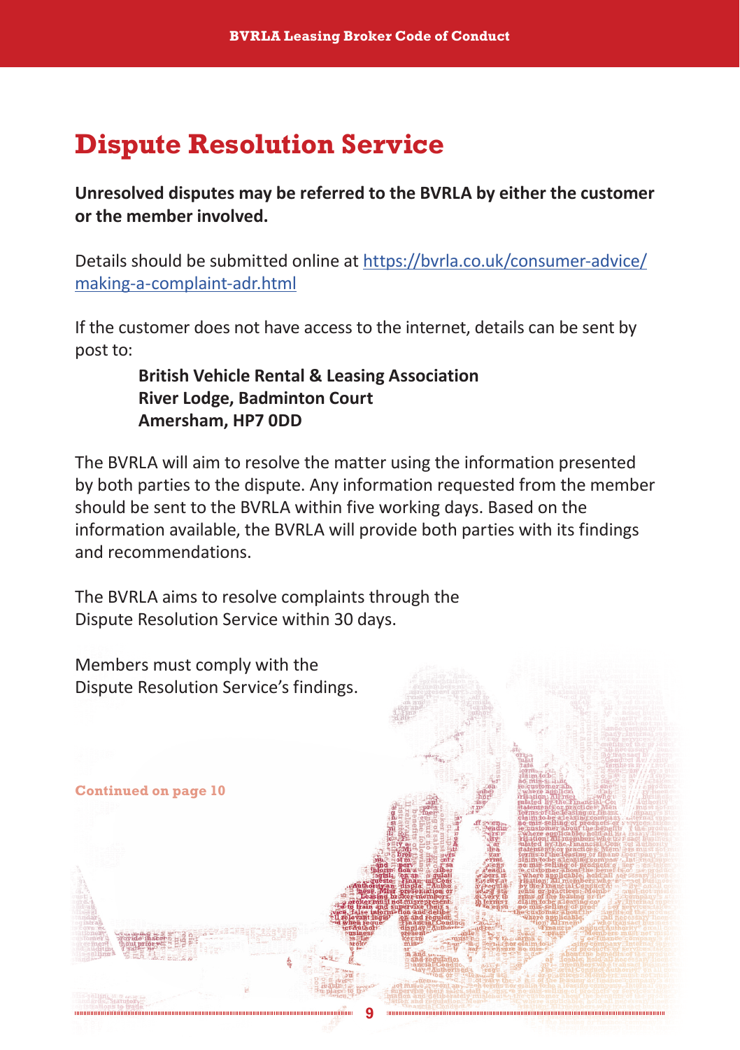# Dispute Resolution Service

**Unresolved disputes may be referred to the BVRLA by either the customer or the member involved.**

Details should be submitted online at [https://bvrla.co.uk/consumer-advice/making-a-complaint-adr.html](https://bvrla.co.uk/consumer-advice/making-a-complaint-adr.html)

If the customer does not have access to the internet, details can be sent by post to:

> **British Vehicle Rental & Leasing Association**
> **River Lodge, Badminton Court**
> **Amersham, HP7 0DD**

The BVRLA will aim to resolve the matter using the information presented by both parties to the dispute. Any information requested from the member should be sent to the BVRLA within five working days. Based on the information available, the BVRLA will provide both parties with its findings and recommendations.

The BVRLA aims to resolve complaints through the Dispute Resolution Service within 30 days.

Members must comply with the Dispute Resolution Service's findings.

**Continued on page 10**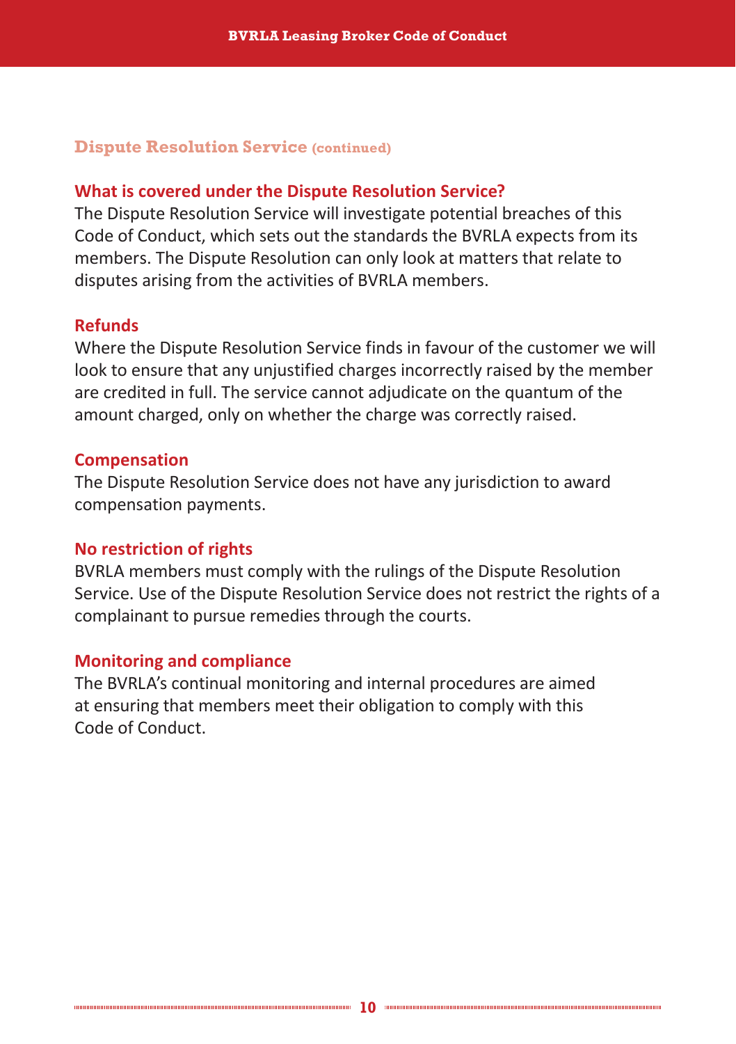## Dispute Resolution Service (continued)

### What is covered under the Dispute Resolution Service?

The Dispute Resolution Service will investigate potential breaches of this Code of Conduct, which sets out the standards the BVRLA expects from its members. The Dispute Resolution can only look at matters that relate to disputes arising from the activities of BVRLA members.

### Refunds

Where the Dispute Resolution Service finds in favour of the customer we will look to ensure that any unjustified charges incorrectly raised by the member are credited in full. The service cannot adjudicate on the quantum of the amount charged, only on whether the charge was correctly raised.

### Compensation

The Dispute Resolution Service does not have any jurisdiction to award compensation payments.

### No restriction of rights

BVRLA members must comply with the rulings of the Dispute Resolution Service. Use of the Dispute Resolution Service does not restrict the rights of a complainant to pursue remedies through the courts.

### Monitoring and compliance

The BVRLA's continual monitoring and internal procedures are aimed at ensuring that members meet their obligation to comply with this Code of Conduct.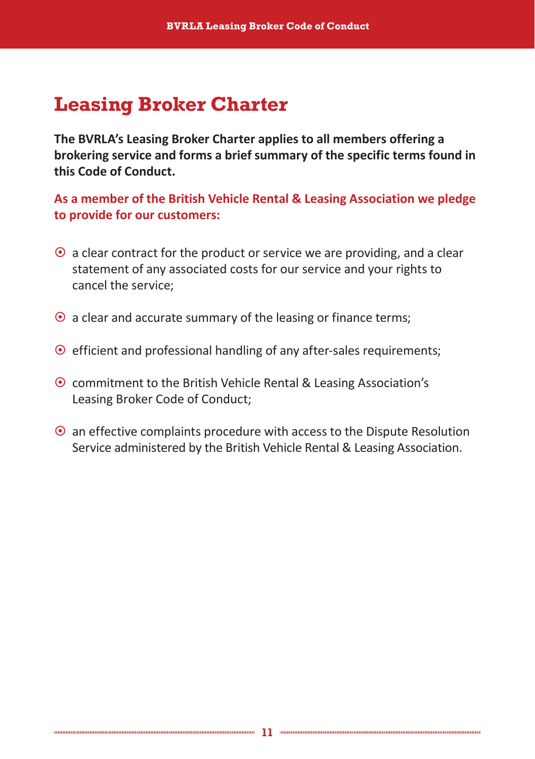# Leasing Broker Charter

**The BVRLA's Leasing Broker Charter applies to all members offering a brokering service and forms a brief summary of the specific terms found in this Code of Conduct.**

**As a member of the British Vehicle Rental & Leasing Association we pledge to provide for our customers:**

- a clear contract for the product or service we are providing, and a clear statement of any associated costs for our service and your rights to cancel the service;
- a clear and accurate summary of the leasing or finance terms;
- efficient and professional handling of any after-sales requirements;
- commitment to the British Vehicle Rental & Leasing Association's Leasing Broker Code of Conduct;
- an effective complaints procedure with access to the Dispute Resolution Service administered by the British Vehicle Rental & Leasing Association.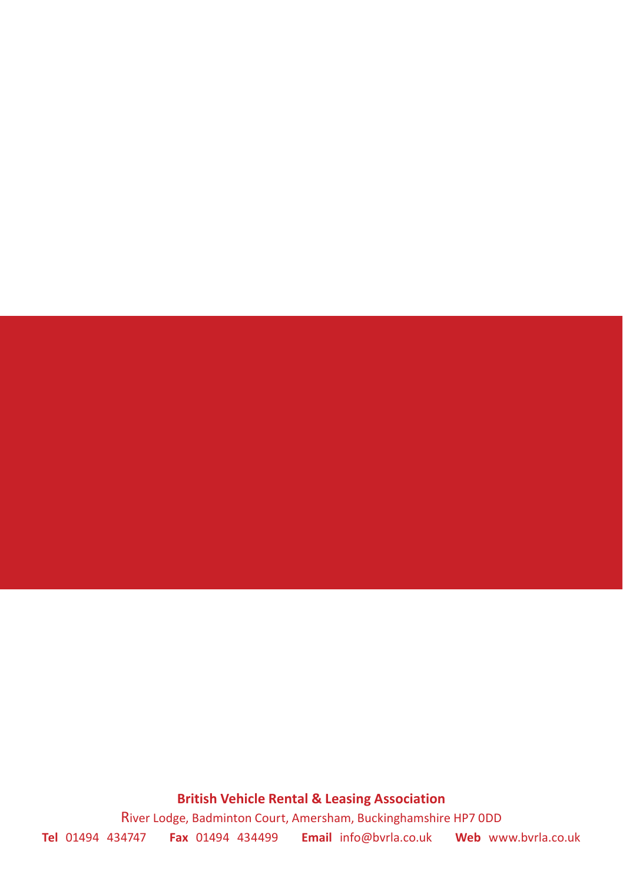**British Vehicle Rental & Leasing Association**

River Lodge, Badminton Court, Amersham, Buckinghamshire HP7 0DD

**Tel** 01494 434747 **Fax** 01494 434499 **Email** info@bvrla.co.uk **Web** www.bvrla.co.uk